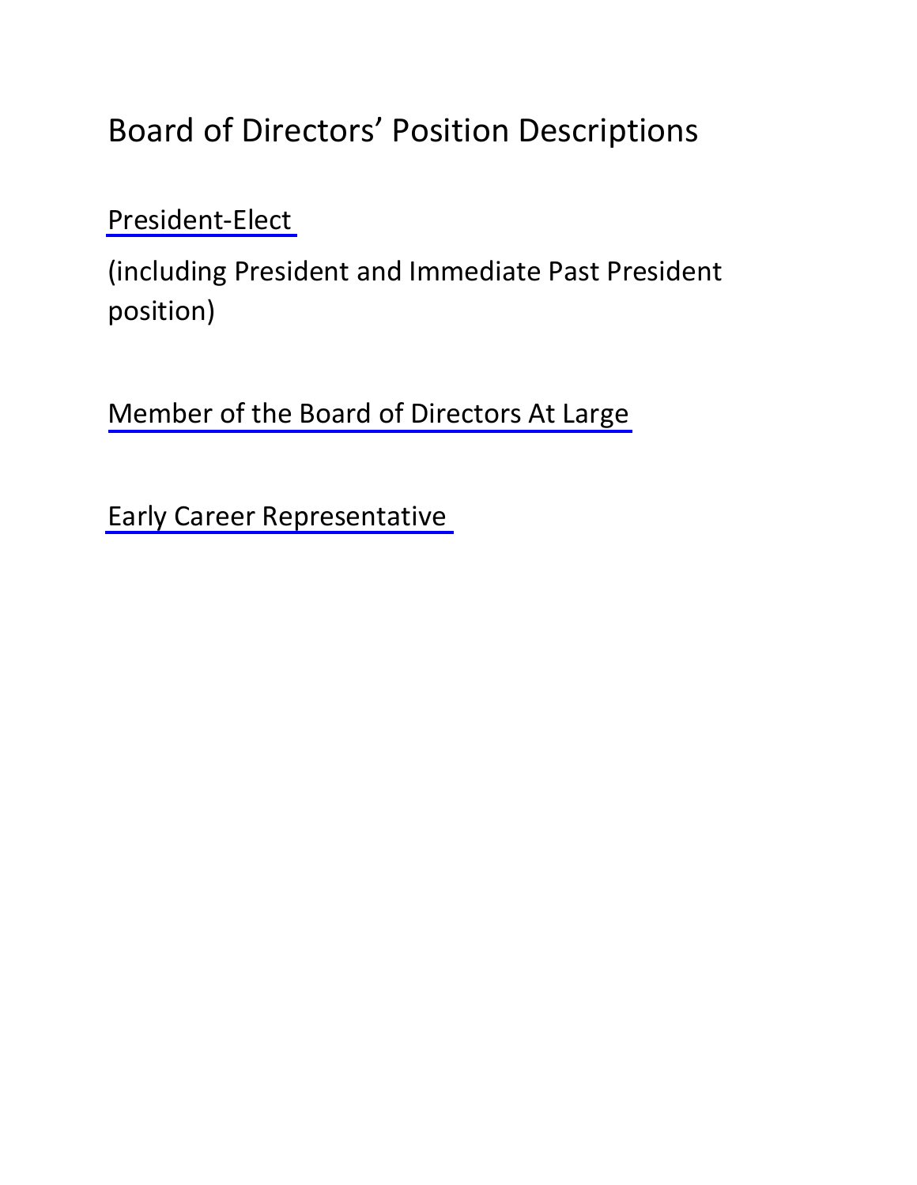# Board of Directors' Position Descriptions

President-Elect

(including President and Immediate Past President position)

Member of the Board of Directors At Large

Early Career Representative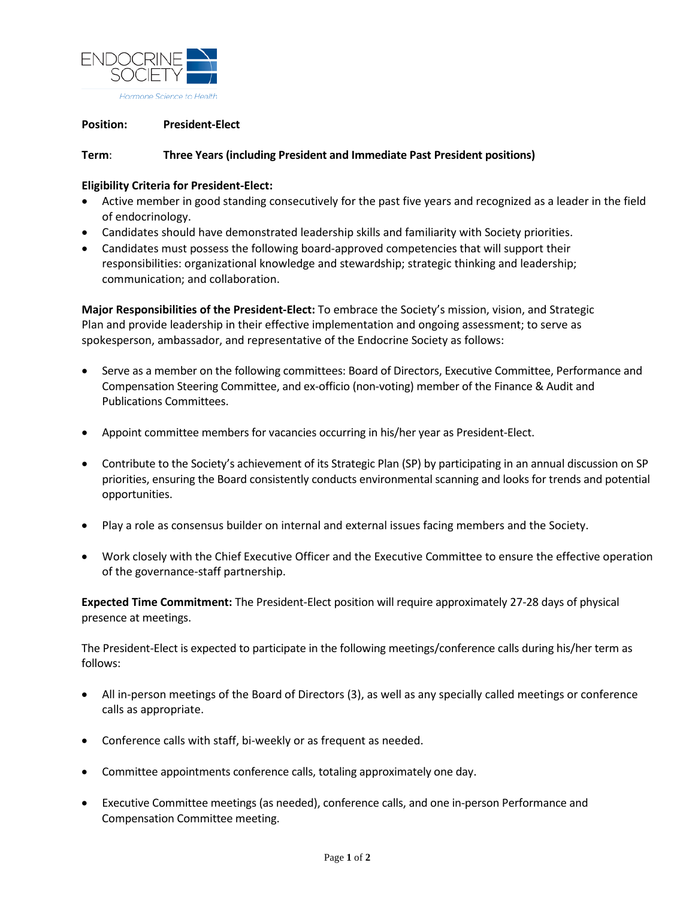**Position:** **President-Elect**

**Term:** **Three Years (including President and Immediate Past President positions)**

**Eligibility Criteria for President-Elect:**

- Active member in good standing consecutively for the past five years and recognized as a leader in the field of endocrinology.
- Candidates should have demonstrated leadership skills and familiarity with Society priorities.
- Candidates must possess the following board-approved competencies that will support their responsibilities: organizational knowledge and stewardship; strategic thinking and leadership; communication; and collaboration.

**Major Responsibilities of the President-Elect:** To embrace the Society's mission, vision, and Strategic Plan and provide leadership in their effective implementation and ongoing assessment; to serve as spokesperson, ambassador, and representative of the Endocrine Society as follows:

- Serve as a member on the following committees: Board of Directors, Executive Committee, Performance and Compensation Steering Committee, and ex-officio (non-voting) member of the Finance & Audit and Publications Committees.

- Appoint committee members for vacancies occurring in his/her year as President-Elect.

- Contribute to the Society's achievement of its Strategic Plan (SP) by participating in an annual discussion on SP priorities, ensuring the Board consistently conducts environmental scanning and looks for trends and potential opportunities.

- Play a role as consensus builder on internal and external issues facing members and the Society.

- Work closely with the Chief Executive Officer and the Executive Committee to ensure the effective operation of the governance-staff partnership.

**Expected Time Commitment:** The President-Elect position will require approximately 27-28 days of physical presence at meetings.

The President-Elect is expected to participate in the following meetings/conference calls during his/her term as follows:

- All in-person meetings of the Board of Directors (3), as well as any specially called meetings or conference calls as appropriate.

- Conference calls with staff, bi-weekly or as frequent as needed.

- Committee appointments conference calls, totaling approximately one day.

- Executive Committee meetings (as needed), conference calls, and one in-person Performance and Compensation Committee meeting.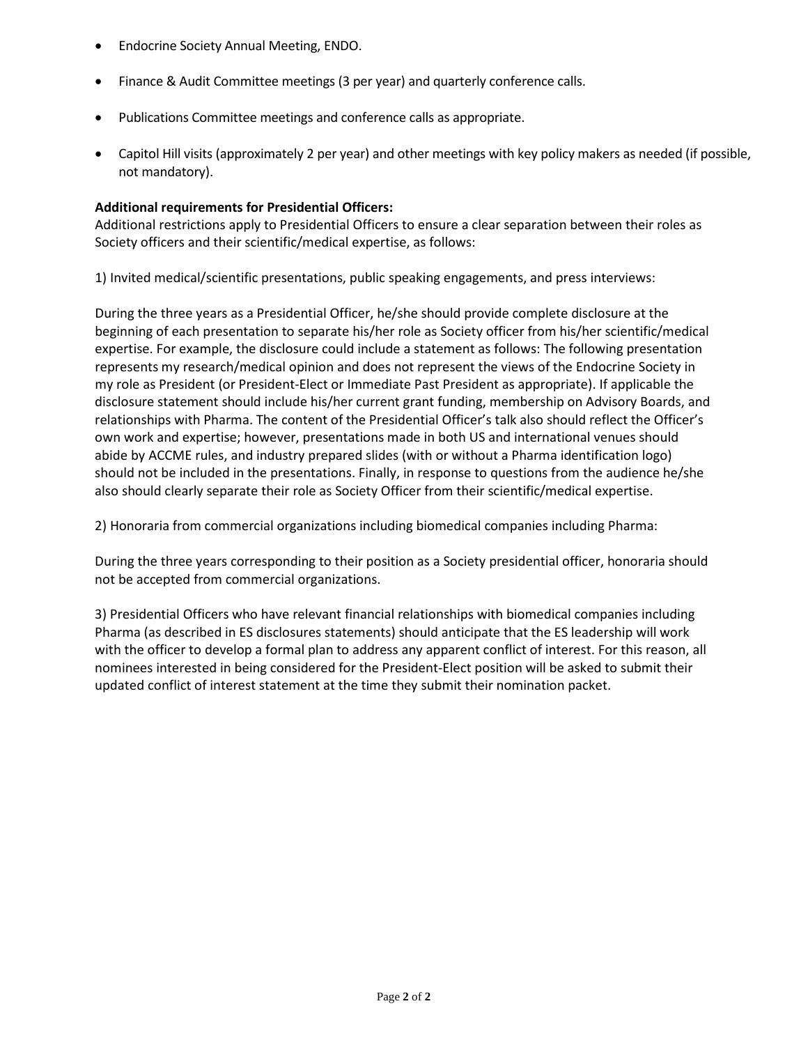- Endocrine Society Annual Meeting, ENDO.
- Finance & Audit Committee meetings (3 per year) and quarterly conference calls.
- Publications Committee meetings and conference calls as appropriate.
- Capitol Hill visits (approximately 2 per year) and other meetings with key policy makers as needed (if possible, not mandatory).

**Additional requirements for Presidential Officers:**
Additional restrictions apply to Presidential Officers to ensure a clear separation between their roles as Society officers and their scientific/medical expertise, as follows:

1) Invited medical/scientific presentations, public speaking engagements, and press interviews:

During the three years as a Presidential Officer, he/she should provide complete disclosure at the beginning of each presentation to separate his/her role as Society officer from his/her scientific/medical expertise. For example, the disclosure could include a statement as follows: The following presentation represents my research/medical opinion and does not represent the views of the Endocrine Society in my role as President (or President-Elect or Immediate Past President as appropriate). If applicable the disclosure statement should include his/her current grant funding, membership on Advisory Boards, and relationships with Pharma. The content of the Presidential Officer's talk also should reflect the Officer's own work and expertise; however, presentations made in both US and international venues should abide by ACCME rules, and industry prepared slides (with or without a Pharma identification logo) should not be included in the presentations. Finally, in response to questions from the audience he/she also should clearly separate their role as Society Officer from their scientific/medical expertise.

2) Honoraria from commercial organizations including biomedical companies including Pharma:

During the three years corresponding to their position as a Society presidential officer, honoraria should not be accepted from commercial organizations.

3) Presidential Officers who have relevant financial relationships with biomedical companies including Pharma (as described in ES disclosures statements) should anticipate that the ES leadership will work with the officer to develop a formal plan to address any apparent conflict of interest. For this reason, all nominees interested in being considered for the President-Elect position will be asked to submit their updated conflict of interest statement at the time they submit their nomination packet.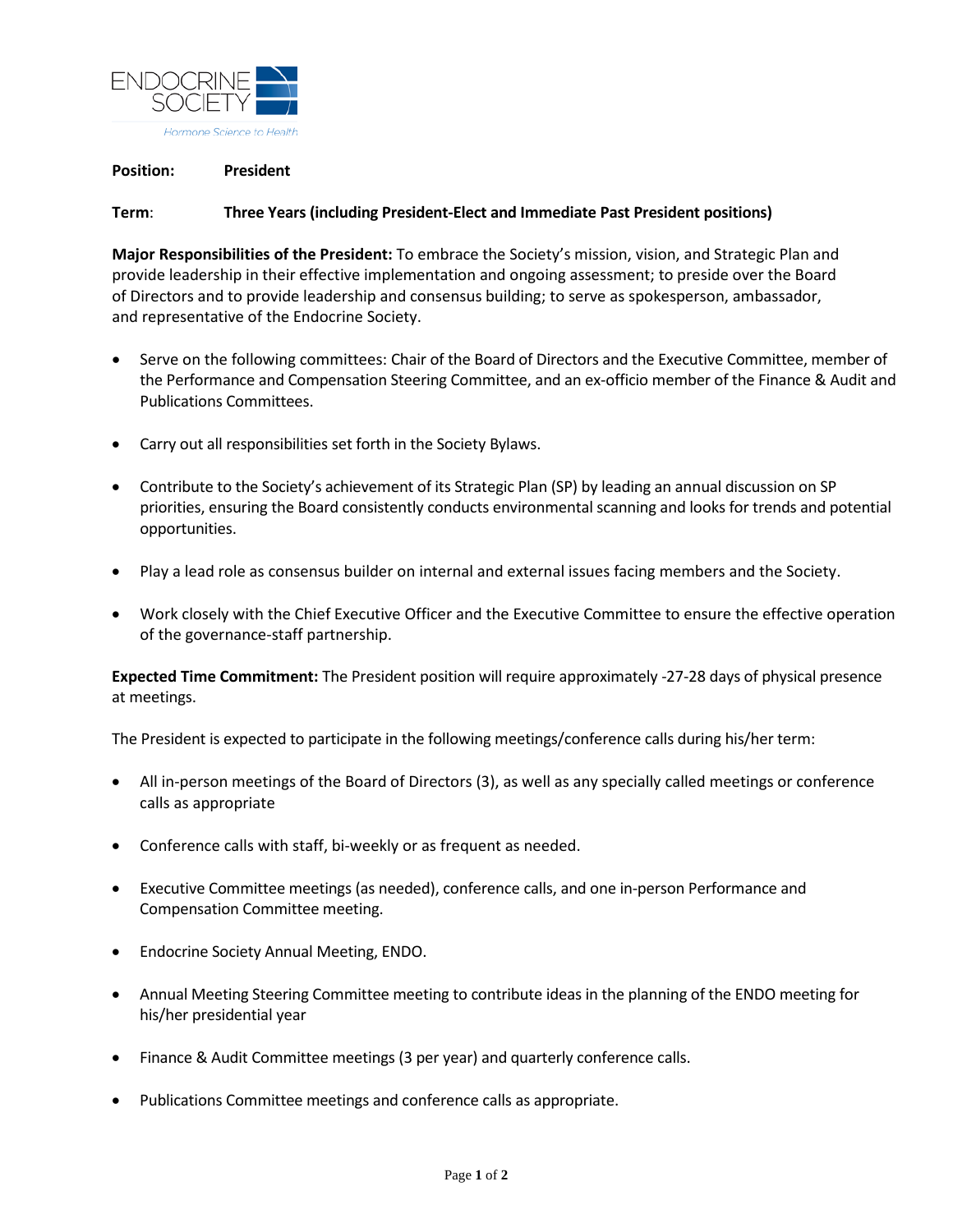**Position:** **President**

**Term**: **Three Years (including President-Elect and Immediate Past President positions)**

**Major Responsibilities of the President:** To embrace the Society's mission, vision, and Strategic Plan and provide leadership in their effective implementation and ongoing assessment; to preside over the Board of Directors and to provide leadership and consensus building; to serve as spokesperson, ambassador, and representative of the Endocrine Society.

- Serve on the following committees: Chair of the Board of Directors and the Executive Committee, member of the Performance and Compensation Steering Committee, and an ex-officio member of the Finance & Audit and Publications Committees.
- Carry out all responsibilities set forth in the Society Bylaws.
- Contribute to the Society's achievement of its Strategic Plan (SP) by leading an annual discussion on SP priorities, ensuring the Board consistently conducts environmental scanning and looks for trends and potential opportunities.
- Play a lead role as consensus builder on internal and external issues facing members and the Society.
- Work closely with the Chief Executive Officer and the Executive Committee to ensure the effective operation of the governance-staff partnership.

**Expected Time Commitment:** The President position will require approximately -27-28 days of physical presence at meetings.

The President is expected to participate in the following meetings/conference calls during his/her term:

- All in-person meetings of the Board of Directors (3), as well as any specially called meetings or conference calls as appropriate
- Conference calls with staff, bi-weekly or as frequent as needed.
- Executive Committee meetings (as needed), conference calls, and one in-person Performance and Compensation Committee meeting.
- Endocrine Society Annual Meeting, ENDO.
- Annual Meeting Steering Committee meeting to contribute ideas in the planning of the ENDO meeting for his/her presidential year
- Finance & Audit Committee meetings (3 per year) and quarterly conference calls.
- Publications Committee meetings and conference calls as appropriate.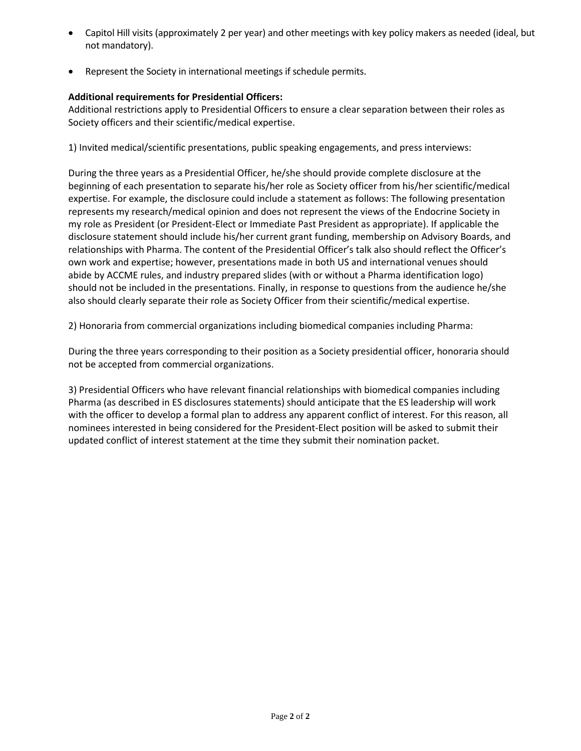- Capitol Hill visits (approximately 2 per year) and other meetings with key policy makers as needed (ideal, but not mandatory).
- Represent the Society in international meetings if schedule permits.

**Additional requirements for Presidential Officers:**
Additional restrictions apply to Presidential Officers to ensure a clear separation between their roles as Society officers and their scientific/medical expertise.

1) Invited medical/scientific presentations, public speaking engagements, and press interviews:

During the three years as a Presidential Officer, he/she should provide complete disclosure at the beginning of each presentation to separate his/her role as Society officer from his/her scientific/medical expertise. For example, the disclosure could include a statement as follows: The following presentation represents my research/medical opinion and does not represent the views of the Endocrine Society in my role as President (or President-Elect or Immediate Past President as appropriate). If applicable the disclosure statement should include his/her current grant funding, membership on Advisory Boards, and relationships with Pharma. The content of the Presidential Officer's talk also should reflect the Officer's own work and expertise; however, presentations made in both US and international venues should abide by ACCME rules, and industry prepared slides (with or without a Pharma identification logo) should not be included in the presentations. Finally, in response to questions from the audience he/she also should clearly separate their role as Society Officer from their scientific/medical expertise.

2) Honoraria from commercial organizations including biomedical companies including Pharma:

During the three years corresponding to their position as a Society presidential officer, honoraria should not be accepted from commercial organizations.

3) Presidential Officers who have relevant financial relationships with biomedical companies including Pharma (as described in ES disclosures statements) should anticipate that the ES leadership will work with the officer to develop a formal plan to address any apparent conflict of interest. For this reason, all nominees interested in being considered for the President-Elect position will be asked to submit their updated conflict of interest statement at the time they submit their nomination packet.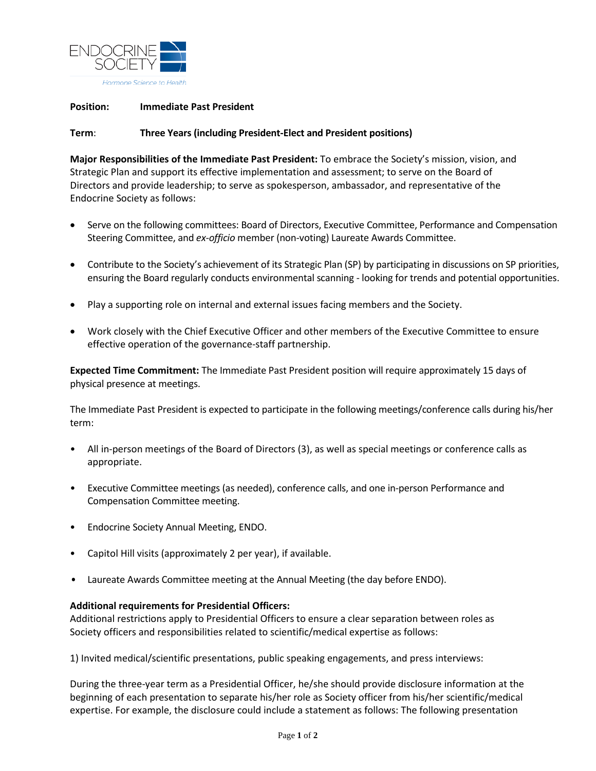**Position:** **Immediate Past President**

**Term**: **Three Years (including President-Elect and President positions)**

**Major Responsibilities of the Immediate Past President:** To embrace the Society's mission, vision, and Strategic Plan and support its effective implementation and assessment; to serve on the Board of Directors and provide leadership; to serve as spokesperson, ambassador, and representative of the Endocrine Society as follows:

- Serve on the following committees: Board of Directors, Executive Committee, Performance and Compensation Steering Committee, and *ex-officio* member (non-voting) Laureate Awards Committee.

- Contribute to the Society's achievement of its Strategic Plan (SP) by participating in discussions on SP priorities, ensuring the Board regularly conducts environmental scanning - looking for trends and potential opportunities.

- Play a supporting role on internal and external issues facing members and the Society.

- Work closely with the Chief Executive Officer and other members of the Executive Committee to ensure effective operation of the governance-staff partnership.

**Expected Time Commitment:** The Immediate Past President position will require approximately 15 days of physical presence at meetings.

The Immediate Past President is expected to participate in the following meetings/conference calls during his/her term:

- All in-person meetings of the Board of Directors (3), as well as special meetings or conference calls as appropriate.

- Executive Committee meetings (as needed), conference calls, and one in-person Performance and Compensation Committee meeting.

- Endocrine Society Annual Meeting, ENDO.

- Capitol Hill visits (approximately 2 per year), if available.

- Laureate Awards Committee meeting at the Annual Meeting (the day before ENDO).

**Additional requirements for Presidential Officers:**
Additional restrictions apply to Presidential Officers to ensure a clear separation between roles as Society officers and responsibilities related to scientific/medical expertise as follows:

1) Invited medical/scientific presentations, public speaking engagements, and press interviews:

During the three-year term as a Presidential Officer, he/she should provide disclosure information at the beginning of each presentation to separate his/her role as Society officer from his/her scientific/medical expertise. For example, the disclosure could include a statement as follows: The following presentation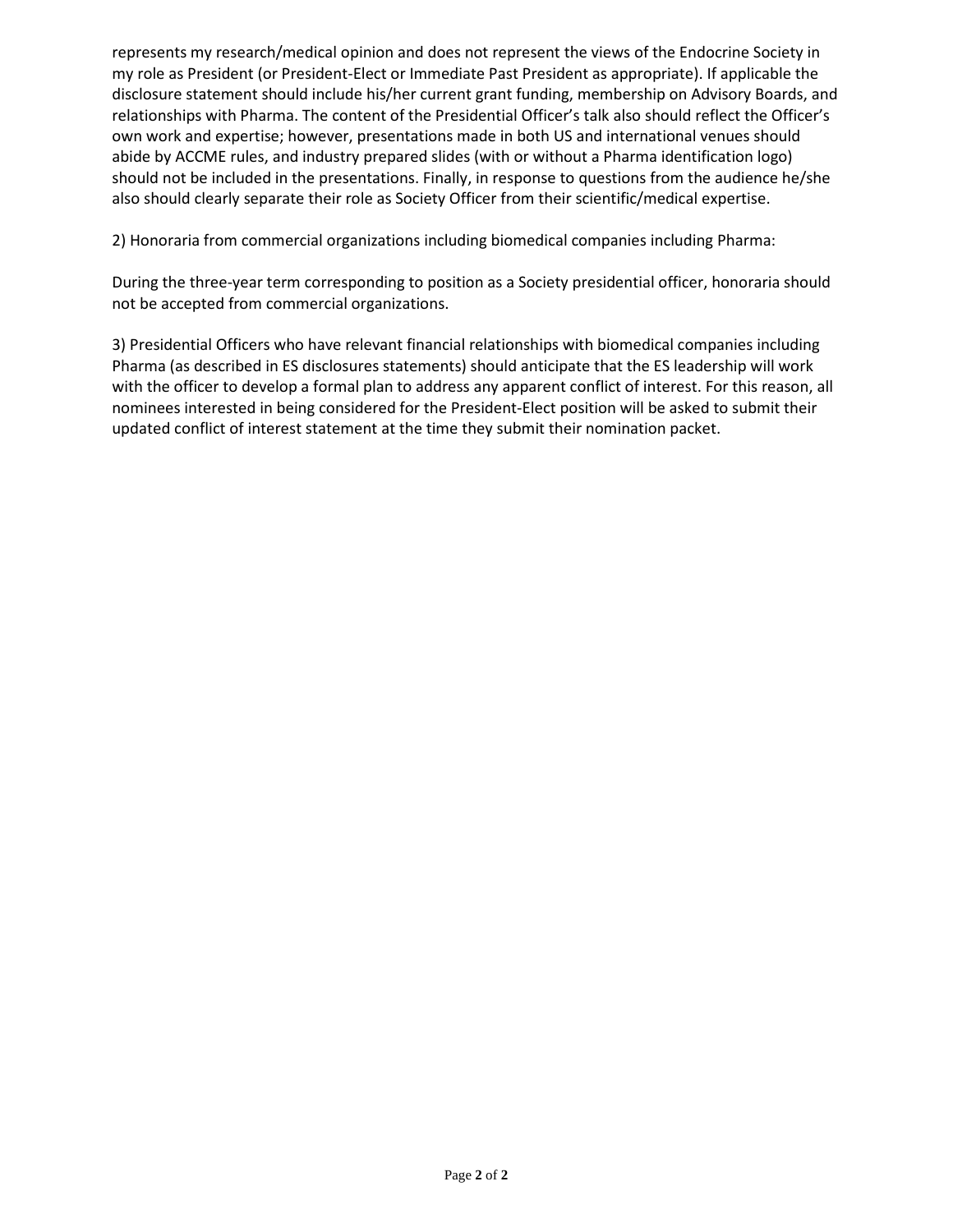represents my research/medical opinion and does not represent the views of the Endocrine Society in my role as President (or President-Elect or Immediate Past President as appropriate). If applicable the disclosure statement should include his/her current grant funding, membership on Advisory Boards, and relationships with Pharma. The content of the Presidential Officer's talk also should reflect the Officer's own work and expertise; however, presentations made in both US and international venues should abide by ACCME rules, and industry prepared slides (with or without a Pharma identification logo) should not be included in the presentations. Finally, in response to questions from the audience he/she also should clearly separate their role as Society Officer from their scientific/medical expertise.

2) Honoraria from commercial organizations including biomedical companies including Pharma:

During the three-year term corresponding to position as a Society presidential officer, honoraria should not be accepted from commercial organizations.

3) Presidential Officers who have relevant financial relationships with biomedical companies including Pharma (as described in ES disclosures statements) should anticipate that the ES leadership will work with the officer to develop a formal plan to address any apparent conflict of interest. For this reason, all nominees interested in being considered for the President-Elect position will be asked to submit their updated conflict of interest statement at the time they submit their nomination packet.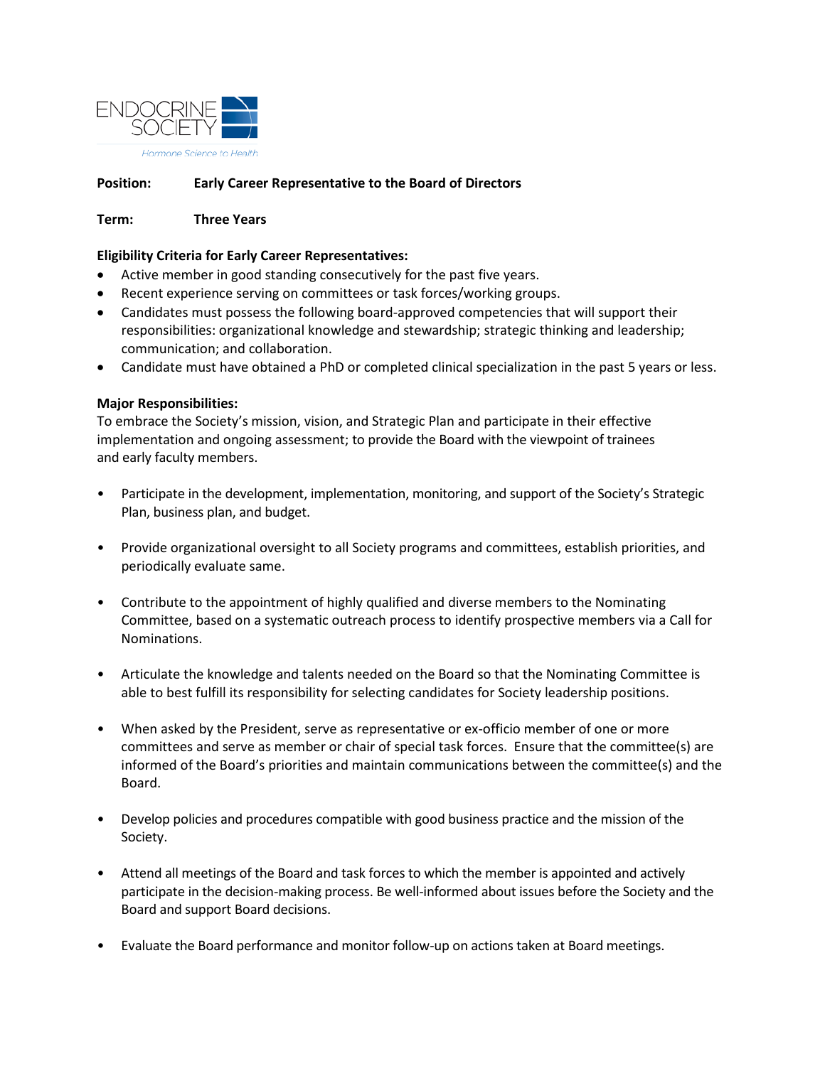**Position:** **Early Career Representative to the Board of Directors**

**Term:** **Three Years**

**Eligibility Criteria for Early Career Representatives:**

- Active member in good standing consecutively for the past five years.
- Recent experience serving on committees or task forces/working groups.
- Candidates must possess the following board-approved competencies that will support their responsibilities: organizational knowledge and stewardship; strategic thinking and leadership; communication; and collaboration.
- Candidate must have obtained a PhD or completed clinical specialization in the past 5 years or less.

**Major Responsibilities:**

To embrace the Society's mission, vision, and Strategic Plan and participate in their effective implementation and ongoing assessment; to provide the Board with the viewpoint of trainees and early faculty members.

- Participate in the development, implementation, monitoring, and support of the Society's Strategic Plan, business plan, and budget.
- Provide organizational oversight to all Society programs and committees, establish priorities, and periodically evaluate same.
- Contribute to the appointment of highly qualified and diverse members to the Nominating Committee, based on a systematic outreach process to identify prospective members via a Call for Nominations.
- Articulate the knowledge and talents needed on the Board so that the Nominating Committee is able to best fulfill its responsibility for selecting candidates for Society leadership positions.
- When asked by the President, serve as representative or ex-officio member of one or more committees and serve as member or chair of special task forces. Ensure that the committee(s) are informed of the Board's priorities and maintain communications between the committee(s) and the Board.
- Develop policies and procedures compatible with good business practice and the mission of the Society.
- Attend all meetings of the Board and task forces to which the member is appointed and actively participate in the decision-making process. Be well-informed about issues before the Society and the Board and support Board decisions.
- Evaluate the Board performance and monitor follow-up on actions taken at Board meetings.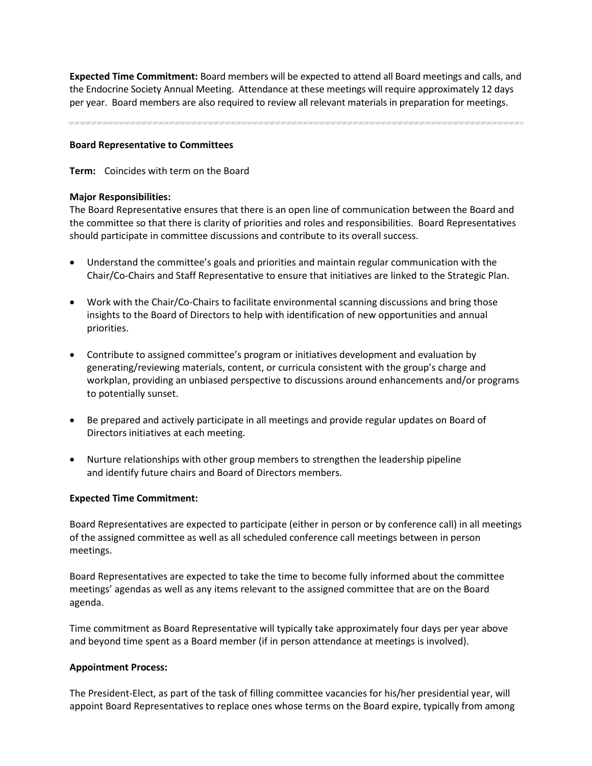**Expected Time Commitment:** Board members will be expected to attend all Board meetings and calls, and the Endocrine Society Annual Meeting. Attendance at these meetings will require approximately 12 days per year. Board members are also required to review all relevant materials in preparation for meetings.

---

**Board Representative to Committees**

**Term:** Coincides with term on the Board

**Major Responsibilities:**
The Board Representative ensures that there is an open line of communication between the Board and the committee so that there is clarity of priorities and roles and responsibilities. Board Representatives should participate in committee discussions and contribute to its overall success.

- Understand the committee's goals and priorities and maintain regular communication with the Chair/Co-Chairs and Staff Representative to ensure that initiatives are linked to the Strategic Plan.

- Work with the Chair/Co-Chairs to facilitate environmental scanning discussions and bring those insights to the Board of Directors to help with identification of new opportunities and annual priorities.

- Contribute to assigned committee's program or initiatives development and evaluation by generating/reviewing materials, content, or curricula consistent with the group's charge and workplan, providing an unbiased perspective to discussions around enhancements and/or programs to potentially sunset.

- Be prepared and actively participate in all meetings and provide regular updates on Board of Directors initiatives at each meeting.

- Nurture relationships with other group members to strengthen the leadership pipeline and identify future chairs and Board of Directors members.

**Expected Time Commitment:**

Board Representatives are expected to participate (either in person or by conference call) in all meetings of the assigned committee as well as all scheduled conference call meetings between in person meetings.

Board Representatives are expected to take the time to become fully informed about the committee meetings' agendas as well as any items relevant to the assigned committee that are on the Board agenda.

Time commitment as Board Representative will typically take approximately four days per year above and beyond time spent as a Board member (if in person attendance at meetings is involved).

**Appointment Process:**

The President-Elect, as part of the task of filling committee vacancies for his/her presidential year, will appoint Board Representatives to replace ones whose terms on the Board expire, typically from among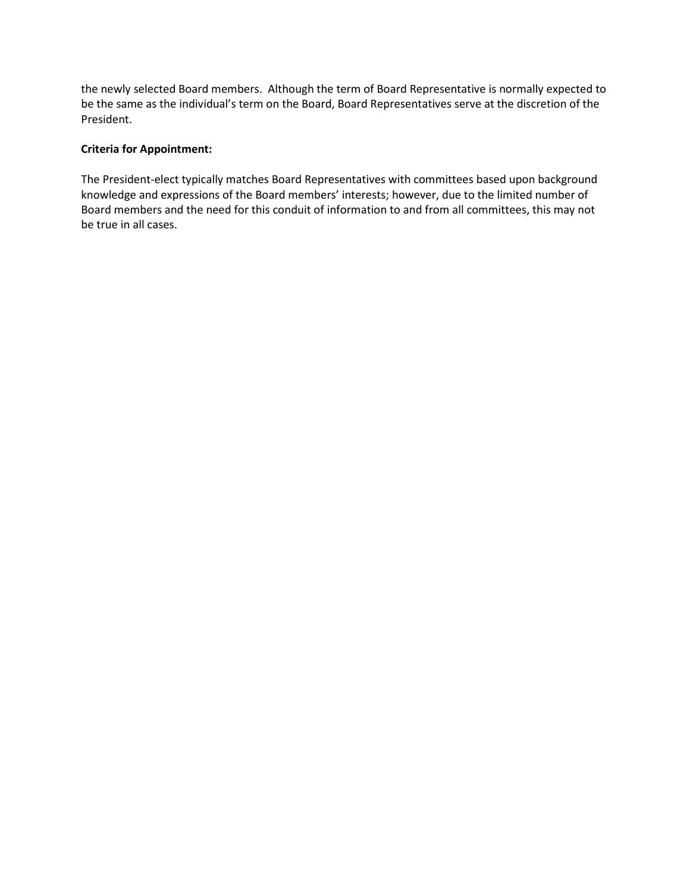the newly selected Board members. Although the term of Board Representative is normally expected to be the same as the individual's term on the Board, Board Representatives serve at the discretion of the President.

**Criteria for Appointment:**

The President-elect typically matches Board Representatives with committees based upon background knowledge and expressions of the Board members' interests; however, due to the limited number of Board members and the need for this conduit of information to and from all committees, this may not be true in all cases.